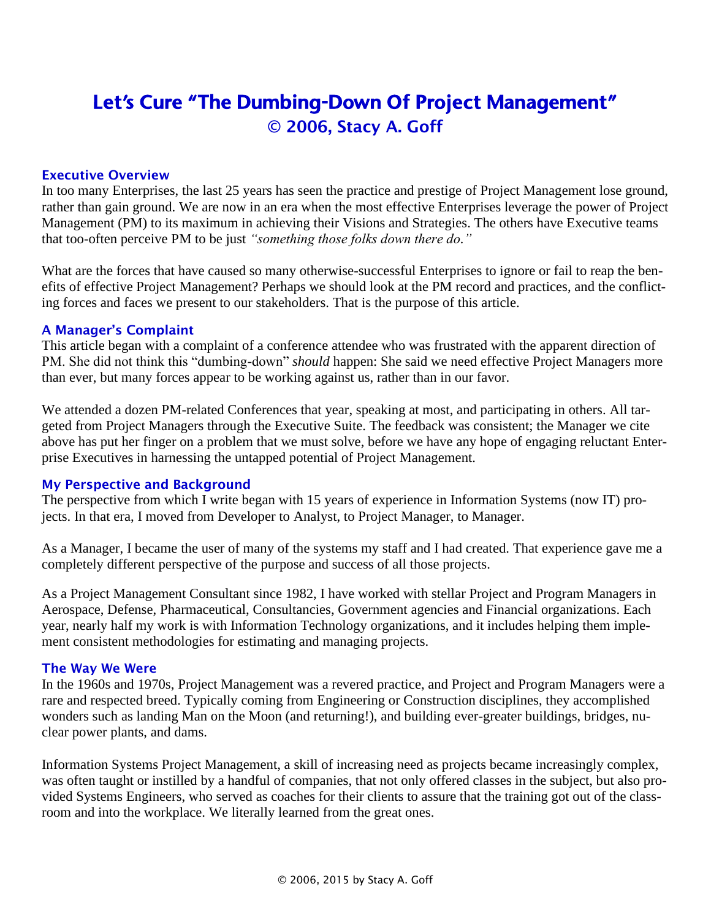# Let's Cure "The Dumbing-Down Of Project Management"
## © 2006, Stacy A. Goff

### Executive Overview

In too many Enterprises, the last 25 years has seen the practice and prestige of Project Management lose ground, rather than gain ground. We are now in an era when the most effective Enterprises leverage the power of Project Management (PM) to its maximum in achieving their Visions and Strategies. The others have Executive teams that too-often perceive PM to be just *"something those folks down there do."*

What are the forces that have caused so many otherwise-successful Enterprises to ignore or fail to reap the benefits of effective Project Management? Perhaps we should look at the PM record and practices, and the conflicting forces and faces we present to our stakeholders. That is the purpose of this article.

### A Manager's Complaint

This article began with a complaint of a conference attendee who was frustrated with the apparent direction of PM. She did not think this "dumbing-down" *should* happen: She said we need effective Project Managers more than ever, but many forces appear to be working against us, rather than in our favor.

We attended a dozen PM-related Conferences that year, speaking at most, and participating in others. All targeted from Project Managers through the Executive Suite. The feedback was consistent; the Manager we cite above has put her finger on a problem that we must solve, before we have any hope of engaging reluctant Enterprise Executives in harnessing the untapped potential of Project Management.

### My Perspective and Background

The perspective from which I write began with 15 years of experience in Information Systems (now IT) projects. In that era, I moved from Developer to Analyst, to Project Manager, to Manager.

As a Manager, I became the user of many of the systems my staff and I had created. That experience gave me a completely different perspective of the purpose and success of all those projects.

As a Project Management Consultant since 1982, I have worked with stellar Project and Program Managers in Aerospace, Defense, Pharmaceutical, Consultancies, Government agencies and Financial organizations. Each year, nearly half my work is with Information Technology organizations, and it includes helping them implement consistent methodologies for estimating and managing projects.

### The Way We Were

In the 1960s and 1970s, Project Management was a revered practice, and Project and Program Managers were a rare and respected breed. Typically coming from Engineering or Construction disciplines, they accomplished wonders such as landing Man on the Moon (and returning!), and building ever-greater buildings, bridges, nuclear power plants, and dams.

Information Systems Project Management, a skill of increasing need as projects became increasingly complex, was often taught or instilled by a handful of companies, that not only offered classes in the subject, but also provided Systems Engineers, who served as coaches for their clients to assure that the training got out of the classroom and into the workplace. We literally learned from the great ones.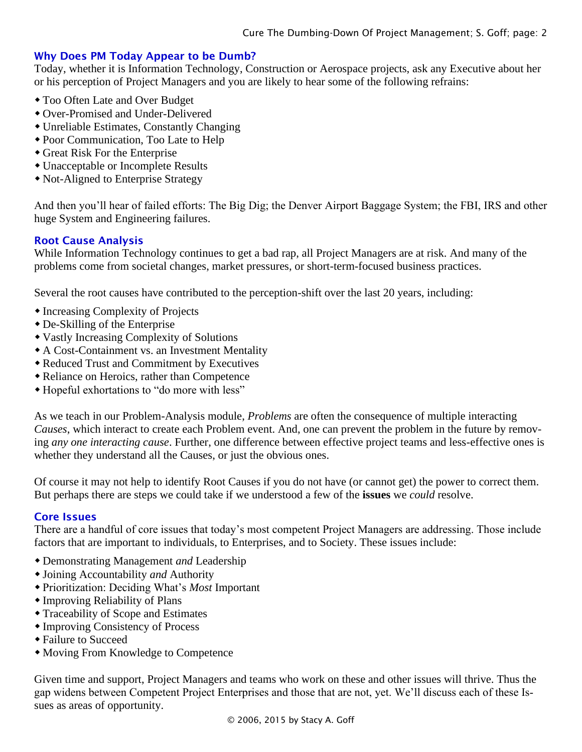## Why Does PM Today Appear to be Dumb?

Today, whether it is Information Technology, Construction or Aerospace projects, ask any Executive about her or his perception of Project Managers and you are likely to hear some of the following refrains:

- Too Often Late and Over Budget
- Over-Promised and Under-Delivered
- Unreliable Estimates, Constantly Changing
- Poor Communication, Too Late to Help
- Great Risk For the Enterprise
- Unacceptable or Incomplete Results
- Not-Aligned to Enterprise Strategy

And then you'll hear of failed efforts: The Big Dig; the Denver Airport Baggage System; the FBI, IRS and other huge System and Engineering failures.

## Root Cause Analysis

While Information Technology continues to get a bad rap, all Project Managers are at risk. And many of the problems come from societal changes, market pressures, or short-term-focused business practices.

Several the root causes have contributed to the perception-shift over the last 20 years, including:

- Increasing Complexity of Projects
- De-Skilling of the Enterprise
- Vastly Increasing Complexity of Solutions
- A Cost-Containment vs. an Investment Mentality
- Reduced Trust and Commitment by Executives
- Reliance on Heroics, rather than Competence
- Hopeful exhortations to "do more with less"

As we teach in our Problem-Analysis module, *Problems* are often the consequence of multiple interacting *Causes*, which interact to create each Problem event. And, one can prevent the problem in the future by removing *any one interacting cause*. Further, one difference between effective project teams and less-effective ones is whether they understand all the Causes, or just the obvious ones.

Of course it may not help to identify Root Causes if you do not have (or cannot get) the power to correct them. But perhaps there are steps we could take if we understood a few of the **issues** we *could* resolve.

## Core Issues

There are a handful of core issues that today's most competent Project Managers are addressing. Those include factors that are important to individuals, to Enterprises, and to Society. These issues include:

- Demonstrating Management *and* Leadership
- Joining Accountability *and* Authority
- Prioritization: Deciding What's *Most* Important
- Improving Reliability of Plans
- Traceability of Scope and Estimates
- Improving Consistency of Process
- Failure to Succeed
- Moving From Knowledge to Competence

Given time and support, Project Managers and teams who work on these and other issues will thrive. Thus the gap widens between Competent Project Enterprises and those that are not, yet. We'll discuss each of these Issues as areas of opportunity.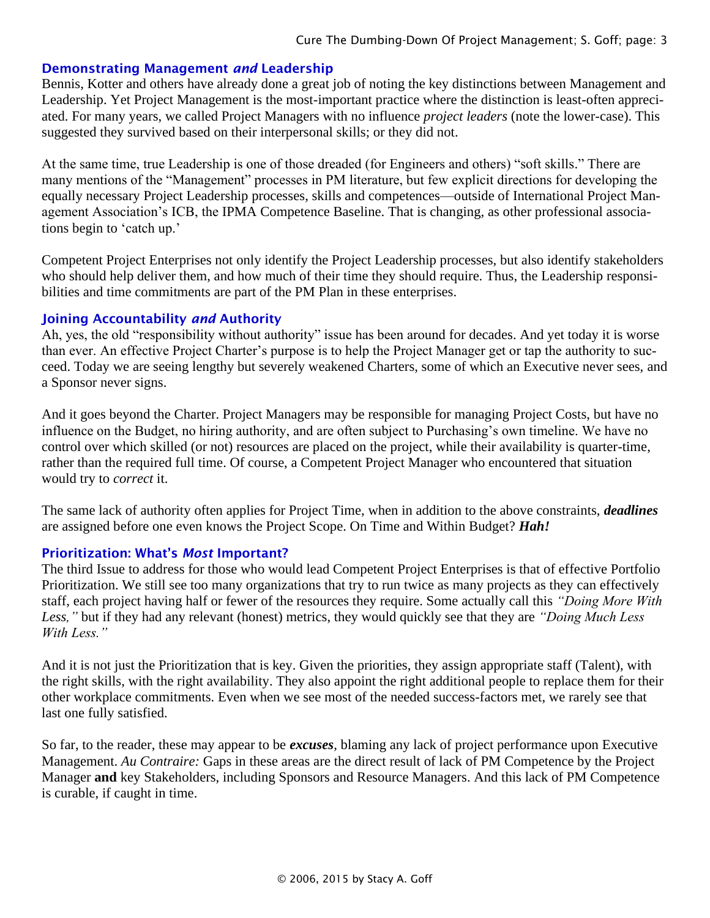## Demonstrating Management *and* Leadership

Bennis, Kotter and others have already done a great job of noting the key distinctions between Management and Leadership. Yet Project Management is the most-important practice where the distinction is least-often appreciated. For many years, we called Project Managers with no influence *project leaders* (note the lower-case). This suggested they survived based on their interpersonal skills; or they did not.

At the same time, true Leadership is one of those dreaded (for Engineers and others) "soft skills." There are many mentions of the "Management" processes in PM literature, but few explicit directions for developing the equally necessary Project Leadership processes, skills and competences—outside of International Project Management Association's ICB, the IPMA Competence Baseline. That is changing, as other professional associations begin to 'catch up.'

Competent Project Enterprises not only identify the Project Leadership processes, but also identify stakeholders who should help deliver them, and how much of their time they should require. Thus, the Leadership responsibilities and time commitments are part of the PM Plan in these enterprises.

## Joining Accountability *and* Authority

Ah, yes, the old "responsibility without authority" issue has been around for decades. And yet today it is worse than ever. An effective Project Charter's purpose is to help the Project Manager get or tap the authority to succeed. Today we are seeing lengthy but severely weakened Charters, some of which an Executive never sees, and a Sponsor never signs.

And it goes beyond the Charter. Project Managers may be responsible for managing Project Costs, but have no influence on the Budget, no hiring authority, and are often subject to Purchasing's own timeline. We have no control over which skilled (or not) resources are placed on the project, while their availability is quarter-time, rather than the required full time. Of course, a Competent Project Manager who encountered that situation would try to *correct* it.

The same lack of authority often applies for Project Time, when in addition to the above constraints, ***deadlines*** are assigned before one even knows the Project Scope. On Time and Within Budget? ***Hah!***

## Prioritization: What's *Most* Important?

The third Issue to address for those who would lead Competent Project Enterprises is that of effective Portfolio Prioritization. We still see too many organizations that try to run twice as many projects as they can effectively staff, each project having half or fewer of the resources they require. Some actually call this *"Doing More With Less,"* but if they had any relevant (honest) metrics, they would quickly see that they are *"Doing Much Less With Less."*

And it is not just the Prioritization that is key. Given the priorities, they assign appropriate staff (Talent), with the right skills, with the right availability. They also appoint the right additional people to replace them for their other workplace commitments. Even when we see most of the needed success-factors met, we rarely see that last one fully satisfied.

So far, to the reader, these may appear to be ***excuses***, blaming any lack of project performance upon Executive Management. *Au Contraire:* Gaps in these areas are the direct result of lack of PM Competence by the Project Manager **and** key Stakeholders, including Sponsors and Resource Managers. And this lack of PM Competence is curable, if caught in time.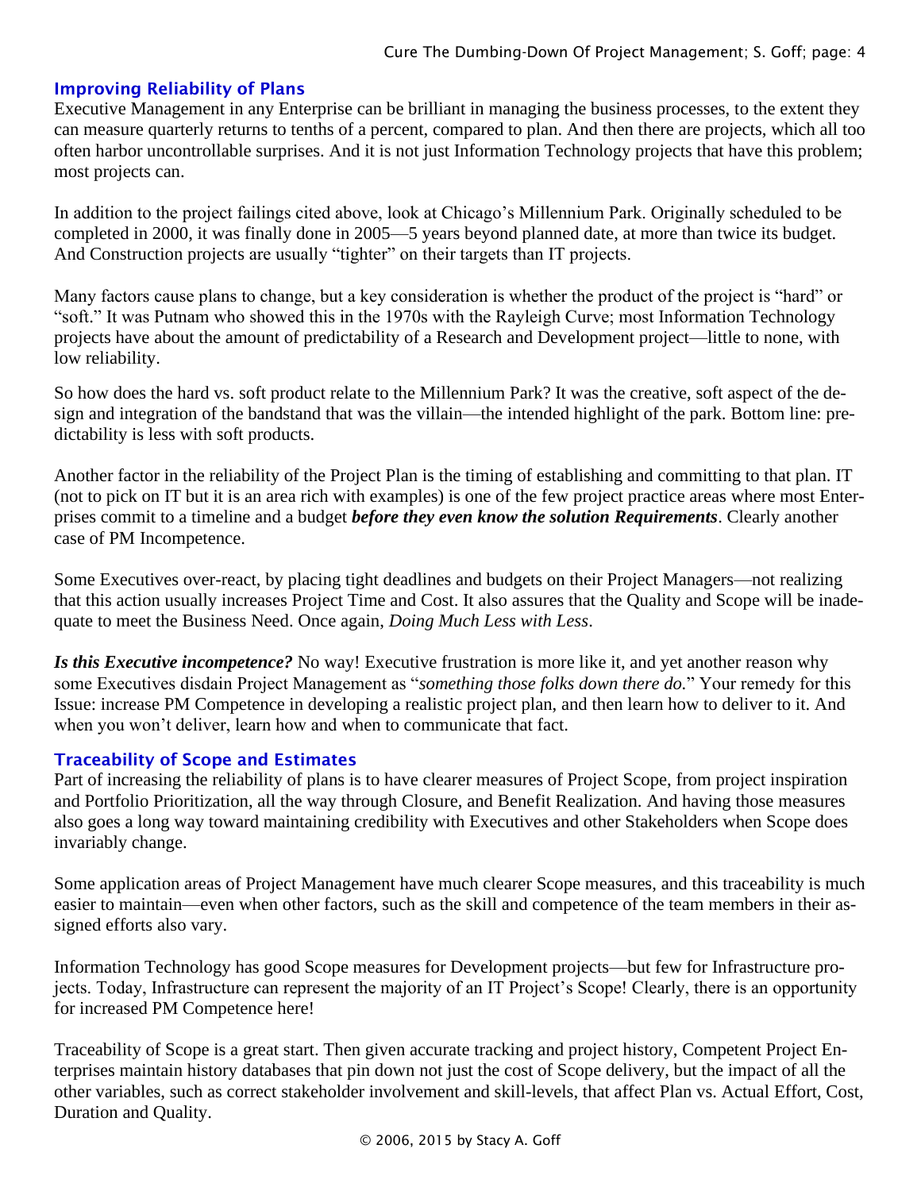## Improving Reliability of Plans

Executive Management in any Enterprise can be brilliant in managing the business processes, to the extent they can measure quarterly returns to tenths of a percent, compared to plan. And then there are projects, which all too often harbor uncontrollable surprises. And it is not just Information Technology projects that have this problem; most projects can.

In addition to the project failings cited above, look at Chicago's Millennium Park. Originally scheduled to be completed in 2000, it was finally done in 2005—5 years beyond planned date, at more than twice its budget. And Construction projects are usually "tighter" on their targets than IT projects.

Many factors cause plans to change, but a key consideration is whether the product of the project is "hard" or "soft." It was Putnam who showed this in the 1970s with the Rayleigh Curve; most Information Technology projects have about the amount of predictability of a Research and Development project—little to none, with low reliability.

So how does the hard vs. soft product relate to the Millennium Park? It was the creative, soft aspect of the design and integration of the bandstand that was the villain—the intended highlight of the park. Bottom line: predictability is less with soft products.

Another factor in the reliability of the Project Plan is the timing of establishing and committing to that plan. IT (not to pick on IT but it is an area rich with examples) is one of the few project practice areas where most Enterprises commit to a timeline and a budget ***before they even know the solution Requirements***. Clearly another case of PM Incompetence.

Some Executives over-react, by placing tight deadlines and budgets on their Project Managers—not realizing that this action usually increases Project Time and Cost. It also assures that the Quality and Scope will be inadequate to meet the Business Need. Once again, *Doing Much Less with Less*.

***Is this Executive incompetence?*** No way! Executive frustration is more like it, and yet another reason why some Executives disdain Project Management as "*something those folks down there do.*" Your remedy for this Issue: increase PM Competence in developing a realistic project plan, and then learn how to deliver to it. And when you won't deliver, learn how and when to communicate that fact.

## Traceability of Scope and Estimates

Part of increasing the reliability of plans is to have clearer measures of Project Scope, from project inspiration and Portfolio Prioritization, all the way through Closure, and Benefit Realization. And having those measures also goes a long way toward maintaining credibility with Executives and other Stakeholders when Scope does invariably change.

Some application areas of Project Management have much clearer Scope measures, and this traceability is much easier to maintain—even when other factors, such as the skill and competence of the team members in their assigned efforts also vary.

Information Technology has good Scope measures for Development projects—but few for Infrastructure projects. Today, Infrastructure can represent the majority of an IT Project's Scope! Clearly, there is an opportunity for increased PM Competence here!

Traceability of Scope is a great start. Then given accurate tracking and project history, Competent Project Enterprises maintain history databases that pin down not just the cost of Scope delivery, but the impact of all the other variables, such as correct stakeholder involvement and skill-levels, that affect Plan vs. Actual Effort, Cost, Duration and Quality.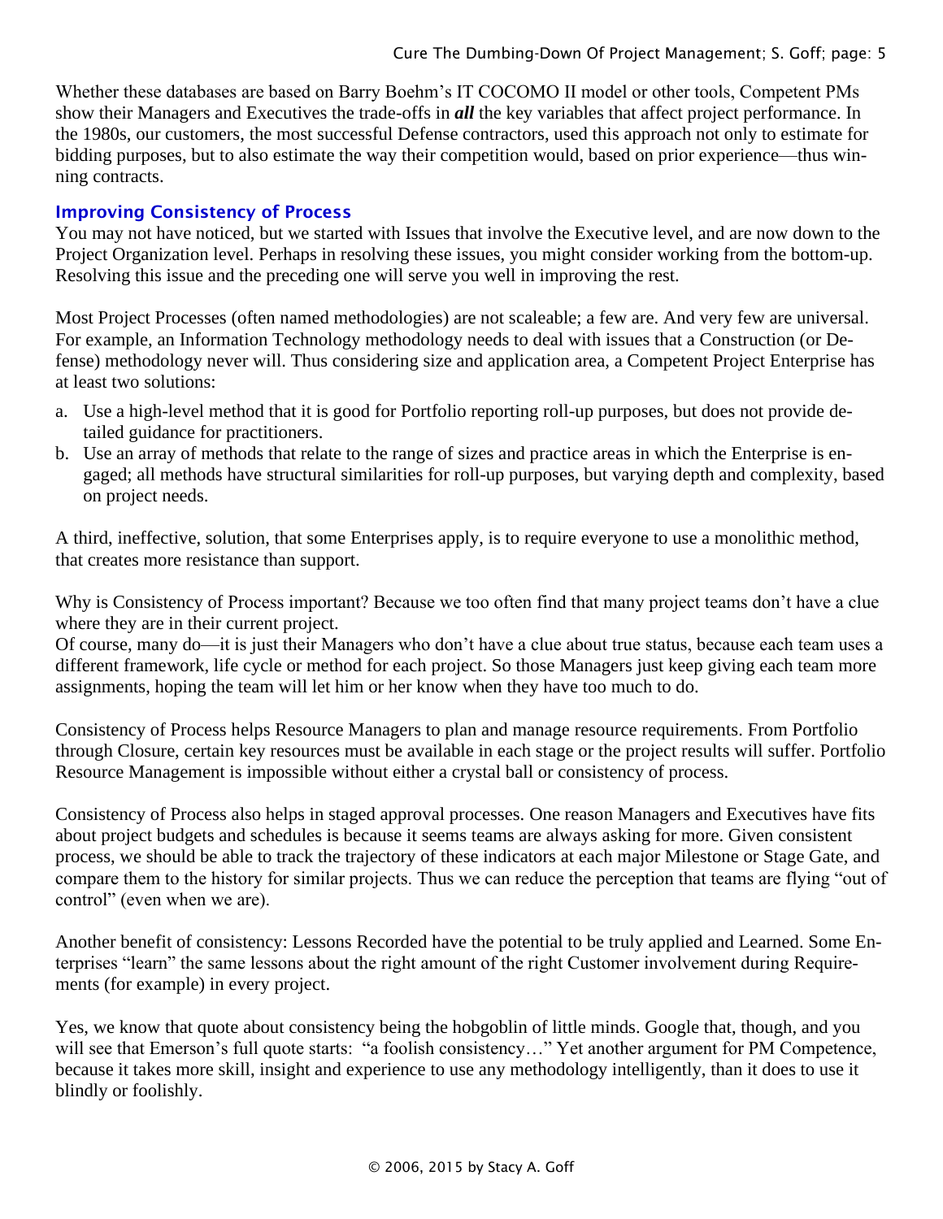Whether these databases are based on Barry Boehm's IT COCOMO II model or other tools, Competent PMs show their Managers and Executives the trade-offs in ***all*** the key variables that affect project performance. In the 1980s, our customers, the most successful Defense contractors, used this approach not only to estimate for bidding purposes, but to also estimate the way their competition would, based on prior experience—thus winning contracts.

## Improving Consistency of Process

You may not have noticed, but we started with Issues that involve the Executive level, and are now down to the Project Organization level. Perhaps in resolving these issues, you might consider working from the bottom-up. Resolving this issue and the preceding one will serve you well in improving the rest.

Most Project Processes (often named methodologies) are not scaleable; a few are. And very few are universal. For example, an Information Technology methodology needs to deal with issues that a Construction (or Defense) methodology never will. Thus considering size and application area, a Competent Project Enterprise has at least two solutions:

a. Use a high-level method that it is good for Portfolio reporting roll-up purposes, but does not provide detailed guidance for practitioners.
b. Use an array of methods that relate to the range of sizes and practice areas in which the Enterprise is engaged; all methods have structural similarities for roll-up purposes, but varying depth and complexity, based on project needs.

A third, ineffective, solution, that some Enterprises apply, is to require everyone to use a monolithic method, that creates more resistance than support.

Why is Consistency of Process important? Because we too often find that many project teams don't have a clue where they are in their current project.
Of course, many do—it is just their Managers who don't have a clue about true status, because each team uses a different framework, life cycle or method for each project. So those Managers just keep giving each team more assignments, hoping the team will let him or her know when they have too much to do.

Consistency of Process helps Resource Managers to plan and manage resource requirements. From Portfolio through Closure, certain key resources must be available in each stage or the project results will suffer. Portfolio Resource Management is impossible without either a crystal ball or consistency of process.

Consistency of Process also helps in staged approval processes. One reason Managers and Executives have fits about project budgets and schedules is because it seems teams are always asking for more. Given consistent process, we should be able to track the trajectory of these indicators at each major Milestone or Stage Gate, and compare them to the history for similar projects. Thus we can reduce the perception that teams are flying "out of control" (even when we are).

Another benefit of consistency: Lessons Recorded have the potential to be truly applied and Learned. Some Enterprises "learn" the same lessons about the right amount of the right Customer involvement during Requirements (for example) in every project.

Yes, we know that quote about consistency being the hobgoblin of little minds. Google that, though, and you will see that Emerson's full quote starts: "a foolish consistency…" Yet another argument for PM Competence, because it takes more skill, insight and experience to use any methodology intelligently, than it does to use it blindly or foolishly.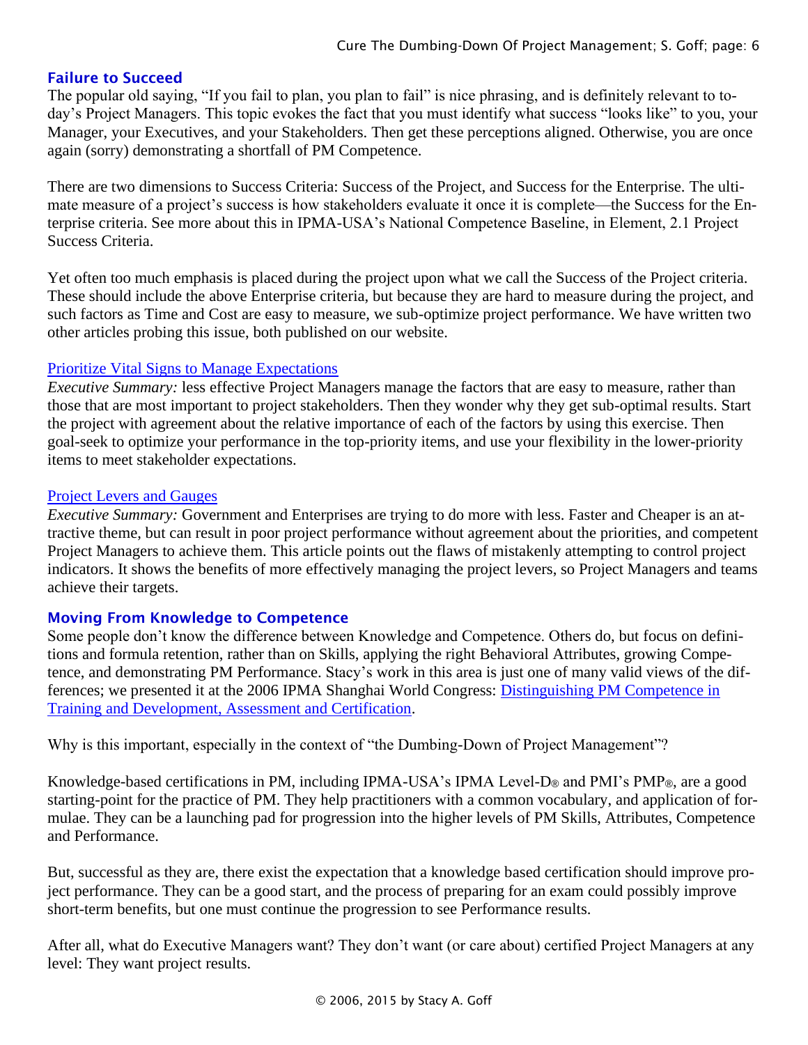## Failure to Succeed

The popular old saying, "If you fail to plan, you plan to fail" is nice phrasing, and is definitely relevant to today's Project Managers. This topic evokes the fact that you must identify what success "looks like" to you, your Manager, your Executives, and your Stakeholders. Then get these perceptions aligned. Otherwise, you are once again (sorry) demonstrating a shortfall of PM Competence.

There are two dimensions to Success Criteria: Success of the Project, and Success for the Enterprise. The ultimate measure of a project's success is how stakeholders evaluate it once it is complete—the Success for the Enterprise criteria. See more about this in IPMA-USA's National Competence Baseline, in Element, 2.1 Project Success Criteria.

Yet often too much emphasis is placed during the project upon what we call the Success of the Project criteria. These should include the above Enterprise criteria, but because they are hard to measure during the project, and such factors as Time and Cost are easy to measure, we sub-optimize project performance. We have written two other articles probing this issue, both published on our website.

Prioritize Vital Signs to Manage Expectations

*Executive Summary:* less effective Project Managers manage the factors that are easy to measure, rather than those that are most important to project stakeholders. Then they wonder why they get sub-optimal results. Start the project with agreement about the relative importance of each of the factors by using this exercise. Then goal-seek to optimize your performance in the top-priority items, and use your flexibility in the lower-priority items to meet stakeholder expectations.

Project Levers and Gauges

*Executive Summary:* Government and Enterprises are trying to do more with less. Faster and Cheaper is an attractive theme, but can result in poor project performance without agreement about the priorities, and competent Project Managers to achieve them. This article points out the flaws of mistakenly attempting to control project indicators. It shows the benefits of more effectively managing the project levers, so Project Managers and teams achieve their targets.

## Moving From Knowledge to Competence

Some people don't know the difference between Knowledge and Competence. Others do, but focus on definitions and formula retention, rather than on Skills, applying the right Behavioral Attributes, growing Competence, and demonstrating PM Performance. Stacy's work in this area is just one of many valid views of the differences; we presented it at the 2006 IPMA Shanghai World Congress: Distinguishing PM Competence in Training and Development, Assessment and Certification.

Why is this important, especially in the context of "the Dumbing-Down of Project Management"?

Knowledge-based certifications in PM, including IPMA-USA's IPMA Level-D® and PMI's PMP®, are a good starting-point for the practice of PM. They help practitioners with a common vocabulary, and application of formulae. They can be a launching pad for progression into the higher levels of PM Skills, Attributes, Competence and Performance.

But, successful as they are, there exist the expectation that a knowledge based certification should improve project performance. They can be a good start, and the process of preparing for an exam could possibly improve short-term benefits, but one must continue the progression to see Performance results.

After all, what do Executive Managers want? They don't want (or care about) certified Project Managers at any level: They want project results.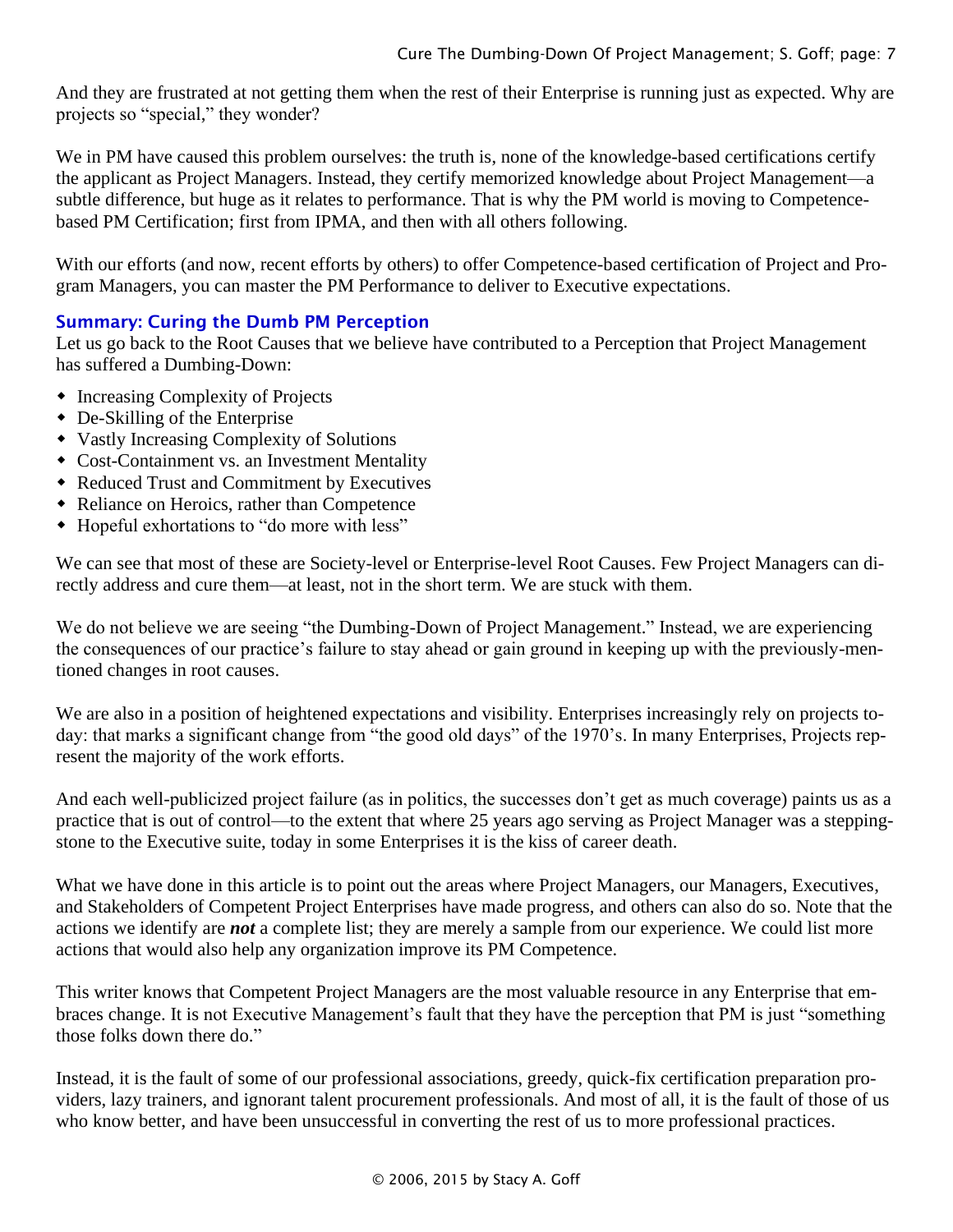And they are frustrated at not getting them when the rest of their Enterprise is running just as expected. Why are projects so "special," they wonder?

We in PM have caused this problem ourselves: the truth is, none of the knowledge-based certifications certify the applicant as Project Managers. Instead, they certify memorized knowledge about Project Management—a subtle difference, but huge as it relates to performance. That is why the PM world is moving to Competence-based PM Certification; first from IPMA, and then with all others following.

With our efforts (and now, recent efforts by others) to offer Competence-based certification of Project and Program Managers, you can master the PM Performance to deliver to Executive expectations.

## Summary: Curing the Dumb PM Perception

Let us go back to the Root Causes that we believe have contributed to a Perception that Project Management has suffered a Dumbing-Down:

- Increasing Complexity of Projects
- De-Skilling of the Enterprise
- Vastly Increasing Complexity of Solutions
- Cost-Containment vs. an Investment Mentality
- Reduced Trust and Commitment by Executives
- Reliance on Heroics, rather than Competence
- Hopeful exhortations to "do more with less"

We can see that most of these are Society-level or Enterprise-level Root Causes. Few Project Managers can directly address and cure them—at least, not in the short term. We are stuck with them.

We do not believe we are seeing "the Dumbing-Down of Project Management." Instead, we are experiencing the consequences of our practice's failure to stay ahead or gain ground in keeping up with the previously-mentioned changes in root causes.

We are also in a position of heightened expectations and visibility. Enterprises increasingly rely on projects today: that marks a significant change from "the good old days" of the 1970's. In many Enterprises, Projects represent the majority of the work efforts.

And each well-publicized project failure (as in politics, the successes don't get as much coverage) paints us as a practice that is out of control—to the extent that where 25 years ago serving as Project Manager was a steppingstone to the Executive suite, today in some Enterprises it is the kiss of career death.

What we have done in this article is to point out the areas where Project Managers, our Managers, Executives, and Stakeholders of Competent Project Enterprises have made progress, and others can also do so. Note that the actions we identify are ***not*** a complete list; they are merely a sample from our experience. We could list more actions that would also help any organization improve its PM Competence.

This writer knows that Competent Project Managers are the most valuable resource in any Enterprise that embraces change. It is not Executive Management's fault that they have the perception that PM is just "something those folks down there do."

Instead, it is the fault of some of our professional associations, greedy, quick-fix certification preparation providers, lazy trainers, and ignorant talent procurement professionals. And most of all, it is the fault of those of us who know better, and have been unsuccessful in converting the rest of us to more professional practices.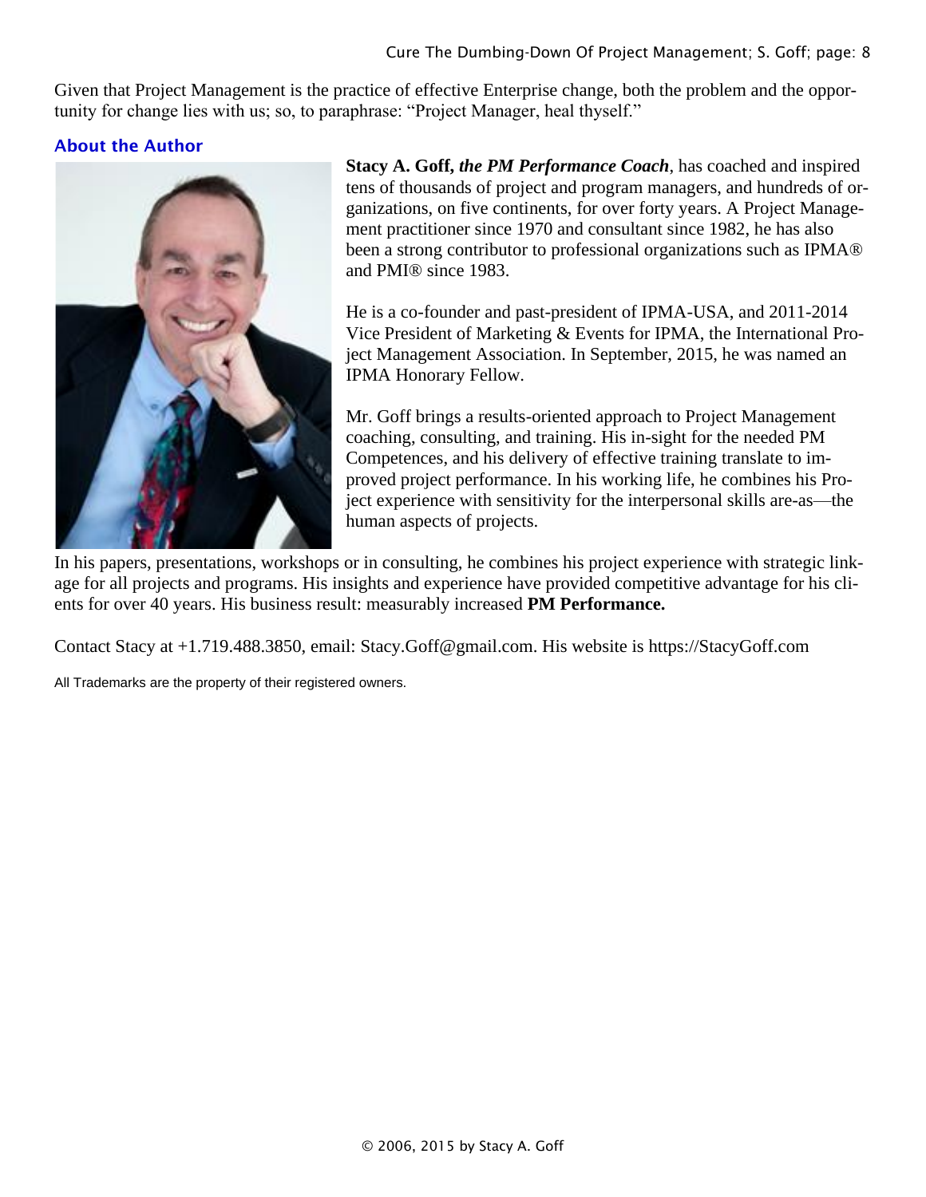Given that Project Management is the practice of effective Enterprise change, both the problem and the opportunity for change lies with us; so, to paraphrase: "Project Manager, heal thyself."

## About the Author

**Stacy A. Goff, *the PM Performance Coach***, has coached and inspired tens of thousands of project and program managers, and hundreds of organizations, on five continents, for over forty years. A Project Management practitioner since 1970 and consultant since 1982, he has also been a strong contributor to professional organizations such as IPMA® and PMI® since 1983.

He is a co-founder and past-president of IPMA-USA, and 2011-2014 Vice President of Marketing & Events for IPMA, the International Project Management Association. In September, 2015, he was named an IPMA Honorary Fellow.

Mr. Goff brings a results-oriented approach to Project Management coaching, consulting, and training. His in-sight for the needed PM Competences, and his delivery of effective training translate to improved project performance. In his working life, he combines his Project experience with sensitivity for the interpersonal skills are-as—the human aspects of projects.

In his papers, presentations, workshops or in consulting, he combines his project experience with strategic linkage for all projects and programs. His insights and experience have provided competitive advantage for his clients for over 40 years. His business result: measurably increased **PM Performance.**

Contact Stacy at +1.719.488.3850, email: Stacy.Goff@gmail.com. His website is https://StacyGoff.com

All Trademarks are the property of their registered owners.

© 2006, 2015 by Stacy A. Goff